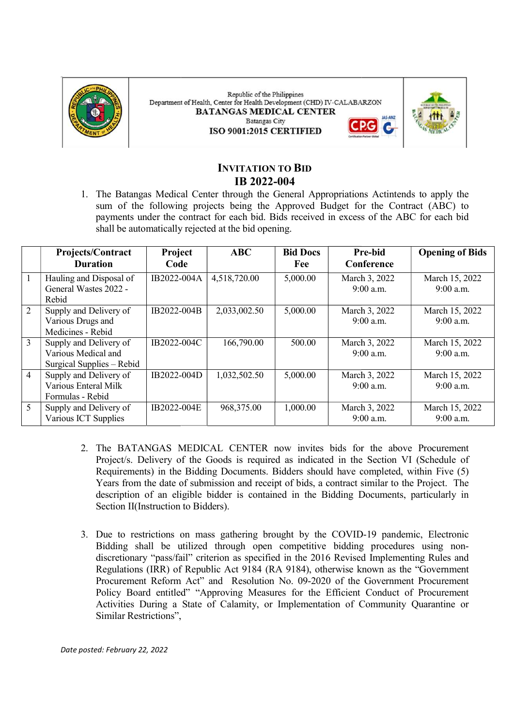Republic of the Philippines
Department of Health, Center for Health Development (CHD) IV-CALABARZON
**BATANGAS MEDICAL CENTER**
Batangas City
**ISO 9001:2015 CERTIFIED**

# INVITATION TO BID
## IB 2022-004

1. The Batangas Medical Center through the General Appropriations Actintends to apply the sum of the following projects being the Approved Budget for the Contract (ABC) to payments under the contract for each bid. Bids received in excess of the ABC for each bid shall be automatically rejected at the bid opening.

| | Projects/Contract Duration | Project Code | ABC | Bid Docs Fee | Pre-bid Conference | Opening of Bids |
|---|---|---|---|---|---|---|
| 1 | Hauling and Disposal of General Wastes 2022 - Rebid | IB2022-004A | 4,518,720.00 | 5,000.00 | March 3, 2022 9:00 a.m. | March 15, 2022 9:00 a.m. |
| 2 | Supply and Delivery of Various Drugs and Medicines - Rebid | IB2022-004B | 2,033,002.50 | 5,000.00 | March 3, 2022 9:00 a.m. | March 15, 2022 9:00 a.m. |
| 3 | Supply and Delivery of Various Medical and Surgical Supplies – Rebid | IB2022-004C | 166,790.00 | 500.00 | March 3, 2022 9:00 a.m. | March 15, 2022 9:00 a.m. |
| 4 | Supply and Delivery of Various Enteral Milk Formulas - Rebid | IB2022-004D | 1,032,502.50 | 5,000.00 | March 3, 2022 9:00 a.m. | March 15, 2022 9:00 a.m. |
| 5 | Supply and Delivery of Various ICT Supplies | IB2022-004E | 968,375.00 | 1,000.00 | March 3, 2022 9:00 a.m. | March 15, 2022 9:00 a.m. |

2. The BATANGAS MEDICAL CENTER now invites bids for the above Procurement Project/s. Delivery of the Goods is required as indicated in the Section VI (Schedule of Requirements) in the Bidding Documents. Bidders should have completed, within Five (5) Years from the date of submission and receipt of bids, a contract similar to the Project. The description of an eligible bidder is contained in the Bidding Documents, particularly in Section II(Instruction to Bidders).

3. Due to restrictions on mass gathering brought by the COVID-19 pandemic, Electronic Bidding shall be utilized through open competitive bidding procedures using non-discretionary "pass/fail" criterion as specified in the 2016 Revised Implementing Rules and Regulations (IRR) of Republic Act 9184 (RA 9184), otherwise known as the "Government Procurement Reform Act" and Resolution No. 09-2020 of the Government Procurement Policy Board entitled" "Approving Measures for the Efficient Conduct of Procurement Activities During a State of Calamity, or Implementation of Community Quarantine or Similar Restrictions",

*Date posted: February 22, 2022*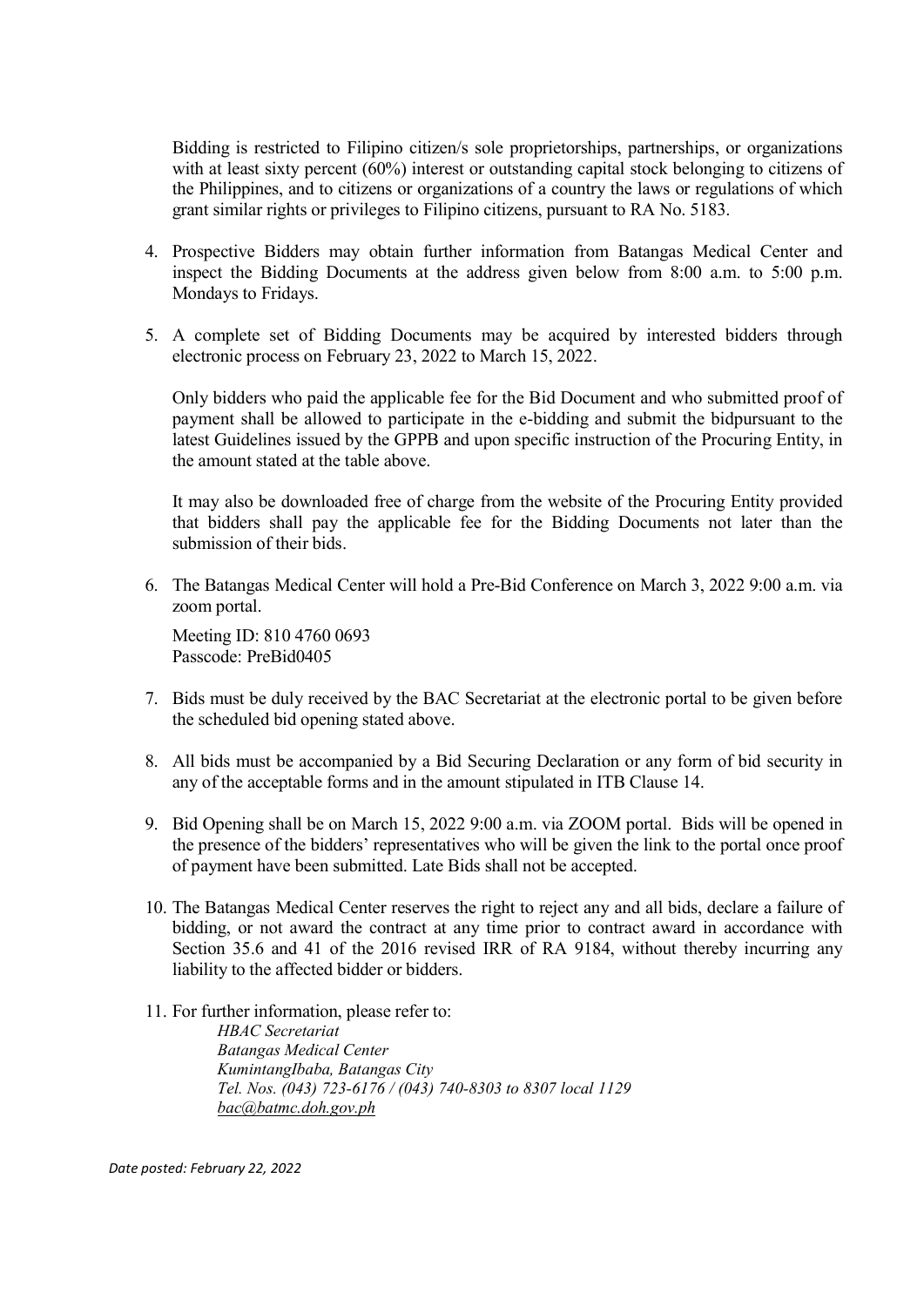Bidding is restricted to Filipino citizen/s sole proprietorships, partnerships, or organizations with at least sixty percent (60%) interest or outstanding capital stock belonging to citizens of the Philippines, and to citizens or organizations of a country the laws or regulations of which grant similar rights or privileges to Filipino citizens, pursuant to RA No. 5183.

4. Prospective Bidders may obtain further information from Batangas Medical Center and inspect the Bidding Documents at the address given below from 8:00 a.m. to 5:00 p.m. Mondays to Fridays.

5. A complete set of Bidding Documents may be acquired by interested bidders through electronic process on February 23, 2022 to March 15, 2022.

   Only bidders who paid the applicable fee for the Bid Document and who submitted proof of payment shall be allowed to participate in the e-bidding and submit the bidpursuant to the latest Guidelines issued by the GPPB and upon specific instruction of the Procuring Entity, in the amount stated at the table above.

   It may also be downloaded free of charge from the website of the Procuring Entity provided that bidders shall pay the applicable fee for the Bidding Documents not later than the submission of their bids.

6. The Batangas Medical Center will hold a Pre-Bid Conference on March 3, 2022 9:00 a.m. via zoom portal.

   Meeting ID: 810 4760 0693
   Passcode: PreBid0405

7. Bids must be duly received by the BAC Secretariat at the electronic portal to be given before the scheduled bid opening stated above.

8. All bids must be accompanied by a Bid Securing Declaration or any form of bid security in any of the acceptable forms and in the amount stipulated in ITB Clause 14.

9. Bid Opening shall be on March 15, 2022 9:00 a.m. via ZOOM portal. Bids will be opened in the presence of the bidders' representatives who will be given the link to the portal once proof of payment have been submitted. Late Bids shall not be accepted.

10. The Batangas Medical Center reserves the right to reject any and all bids, declare a failure of bidding, or not award the contract at any time prior to contract award in accordance with Section 35.6 and 41 of the 2016 revised IRR of RA 9184, without thereby incurring any liability to the affected bidder or bidders.

11. For further information, please refer to:

    *HBAC Secretariat*
    *Batangas Medical Center*
    *KumintangIbaba, Batangas City*
    *Tel. Nos. (043) 723-6176 / (043) 740-8303 to 8307 local 1129*
    *bac@batmc.doh.gov.ph*

*Date posted: February 22, 2022*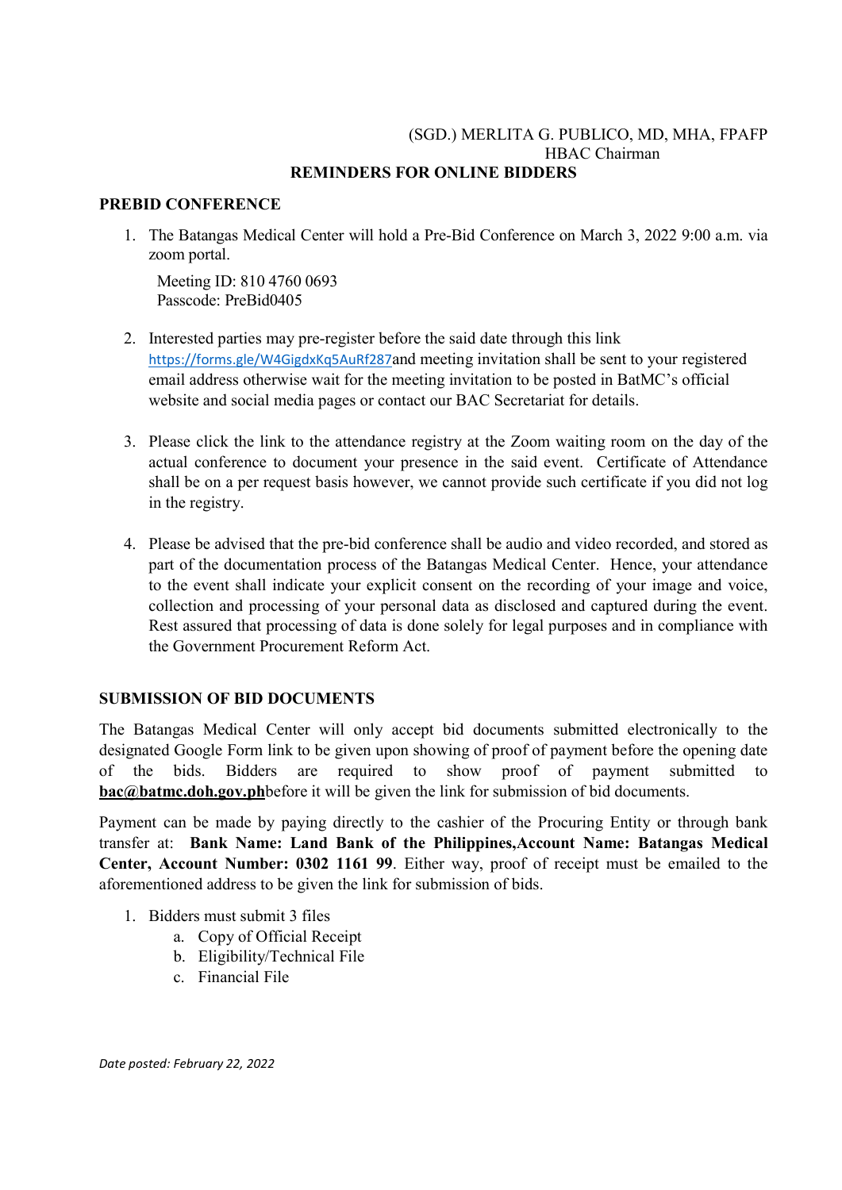(SGD.) MERLITA G. PUBLICO, MD, MHA, FPAFP
HBAC Chairman

## REMINDERS FOR ONLINE BIDDERS

### PREBID CONFERENCE

1. The Batangas Medical Center will hold a Pre-Bid Conference on March 3, 2022 9:00 a.m. via zoom portal.

   Meeting ID: 810 4760 0693
   Passcode: PreBid0405

2. Interested parties may pre-register before the said date through this link https://forms.gle/W4GigdxKq5AuRf287and meeting invitation shall be sent to your registered email address otherwise wait for the meeting invitation to be posted in BatMC's official website and social media pages or contact our BAC Secretariat for details.

3. Please click the link to the attendance registry at the Zoom waiting room on the day of the actual conference to document your presence in the said event. Certificate of Attendance shall be on a per request basis however, we cannot provide such certificate if you did not log in the registry.

4. Please be advised that the pre-bid conference shall be audio and video recorded, and stored as part of the documentation process of the Batangas Medical Center. Hence, your attendance to the event shall indicate your explicit consent on the recording of your image and voice, collection and processing of your personal data as disclosed and captured during the event. Rest assured that processing of data is done solely for legal purposes and in compliance with the Government Procurement Reform Act.

### SUBMISSION OF BID DOCUMENTS

The Batangas Medical Center will only accept bid documents submitted electronically to the designated Google Form link to be given upon showing of proof of payment before the opening date of the bids. Bidders are required to show proof of payment submitted to **bac@batmc.doh.gov.ph**before it will be given the link for submission of bid documents.

Payment can be made by paying directly to the cashier of the Procuring Entity or through bank transfer at: **Bank Name: Land Bank of the Philippines,Account Name: Batangas Medical Center, Account Number: 0302 1161 99**. Either way, proof of receipt must be emailed to the aforementioned address to be given the link for submission of bids.

1. Bidders must submit 3 files
   a. Copy of Official Receipt
   b. Eligibility/Technical File
   c. Financial File

*Date posted: February 22, 2022*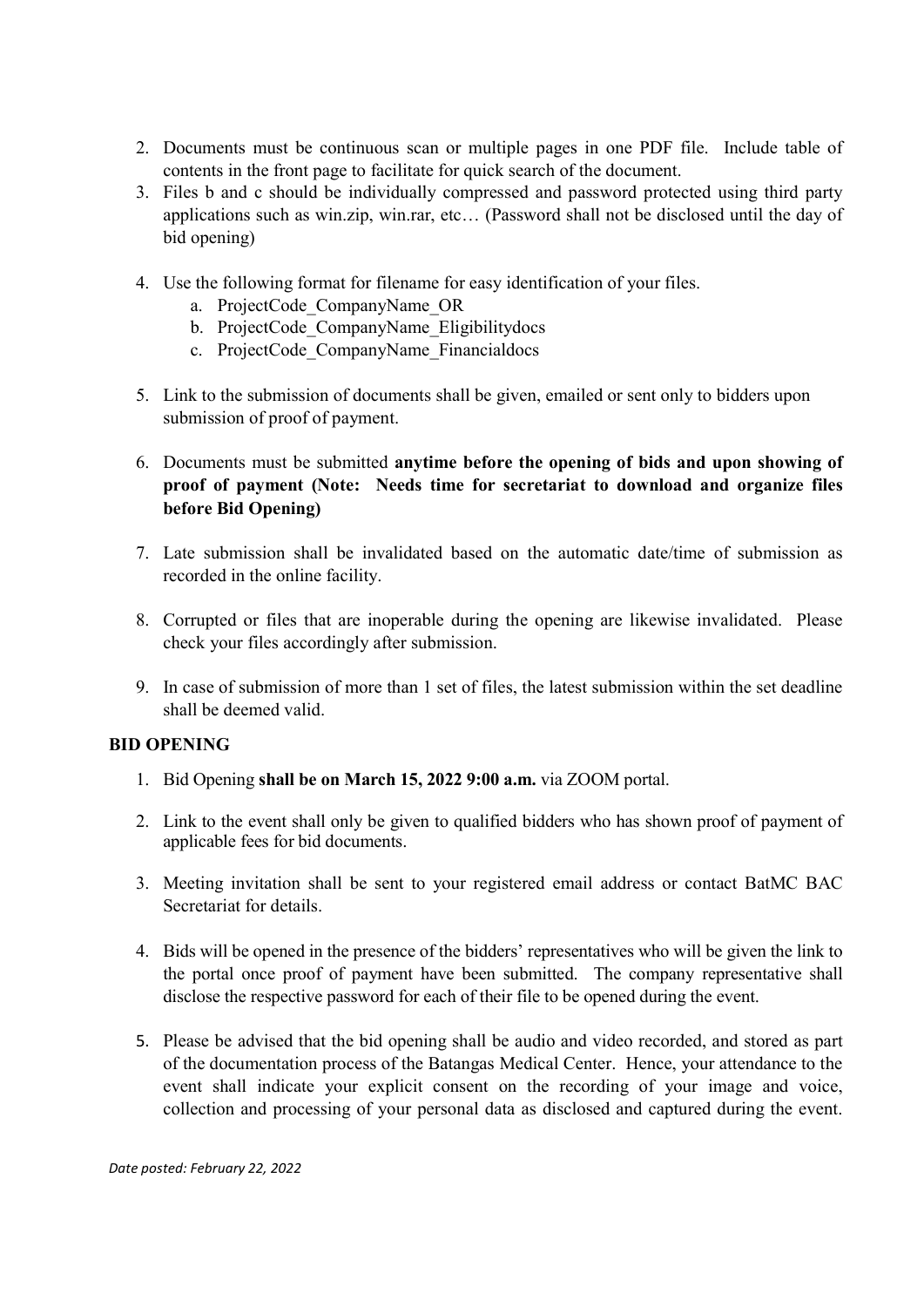2. Documents must be continuous scan or multiple pages in one PDF file. Include table of contents in the front page to facilitate for quick search of the document.
3. Files b and c should be individually compressed and password protected using third party applications such as win.zip, win.rar, etc… (Password shall not be disclosed until the day of bid opening)
4. Use the following format for filename for easy identification of your files.
   a. ProjectCode_CompanyName_OR
   b. ProjectCode_CompanyName_Eligibilitydocs
   c. ProjectCode_CompanyName_Financialdocs
5. Link to the submission of documents shall be given, emailed or sent only to bidders upon submission of proof of payment.
6. Documents must be submitted **anytime before the opening of bids and upon showing of proof of payment (Note: Needs time for secretariat to download and organize files before Bid Opening)**
7. Late submission shall be invalidated based on the automatic date/time of submission as recorded in the online facility.
8. Corrupted or files that are inoperable during the opening are likewise invalidated. Please check your files accordingly after submission.
9. In case of submission of more than 1 set of files, the latest submission within the set deadline shall be deemed valid.

**BID OPENING**

1. Bid Opening **shall be on March 15, 2022 9:00 a.m.** via ZOOM portal.
2. Link to the event shall only be given to qualified bidders who has shown proof of payment of applicable fees for bid documents.
3. Meeting invitation shall be sent to your registered email address or contact BatMC BAC Secretariat for details.
4. Bids will be opened in the presence of the bidders' representatives who will be given the link to the portal once proof of payment have been submitted. The company representative shall disclose the respective password for each of their file to be opened during the event.
5. Please be advised that the bid opening shall be audio and video recorded, and stored as part of the documentation process of the Batangas Medical Center. Hence, your attendance to the event shall indicate your explicit consent on the recording of your image and voice, collection and processing of your personal data as disclosed and captured during the event.

*Date posted: February 22, 2022*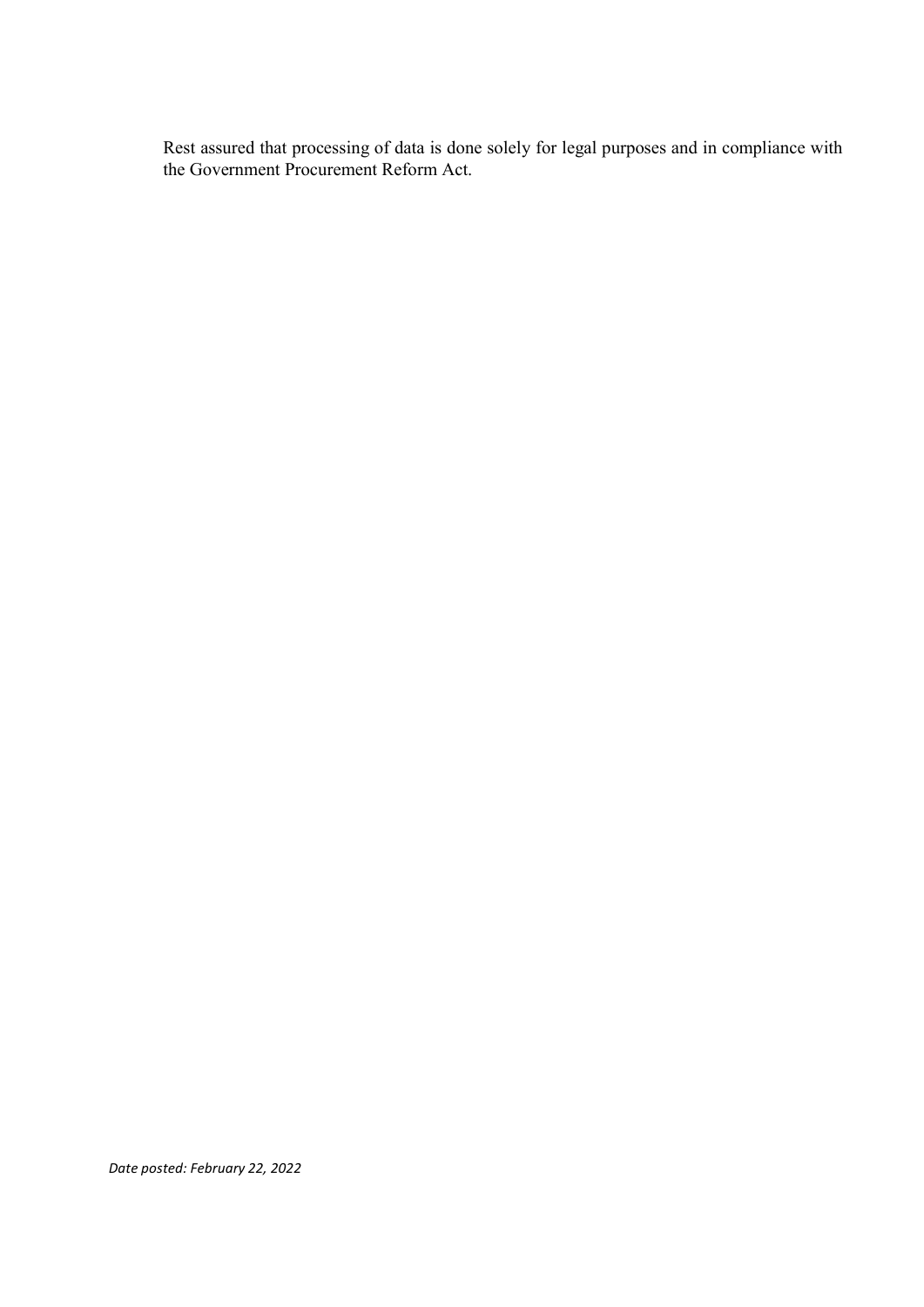Rest assured that processing of data is done solely for legal purposes and in compliance with the Government Procurement Reform Act.

*Date posted: February 22, 2022*